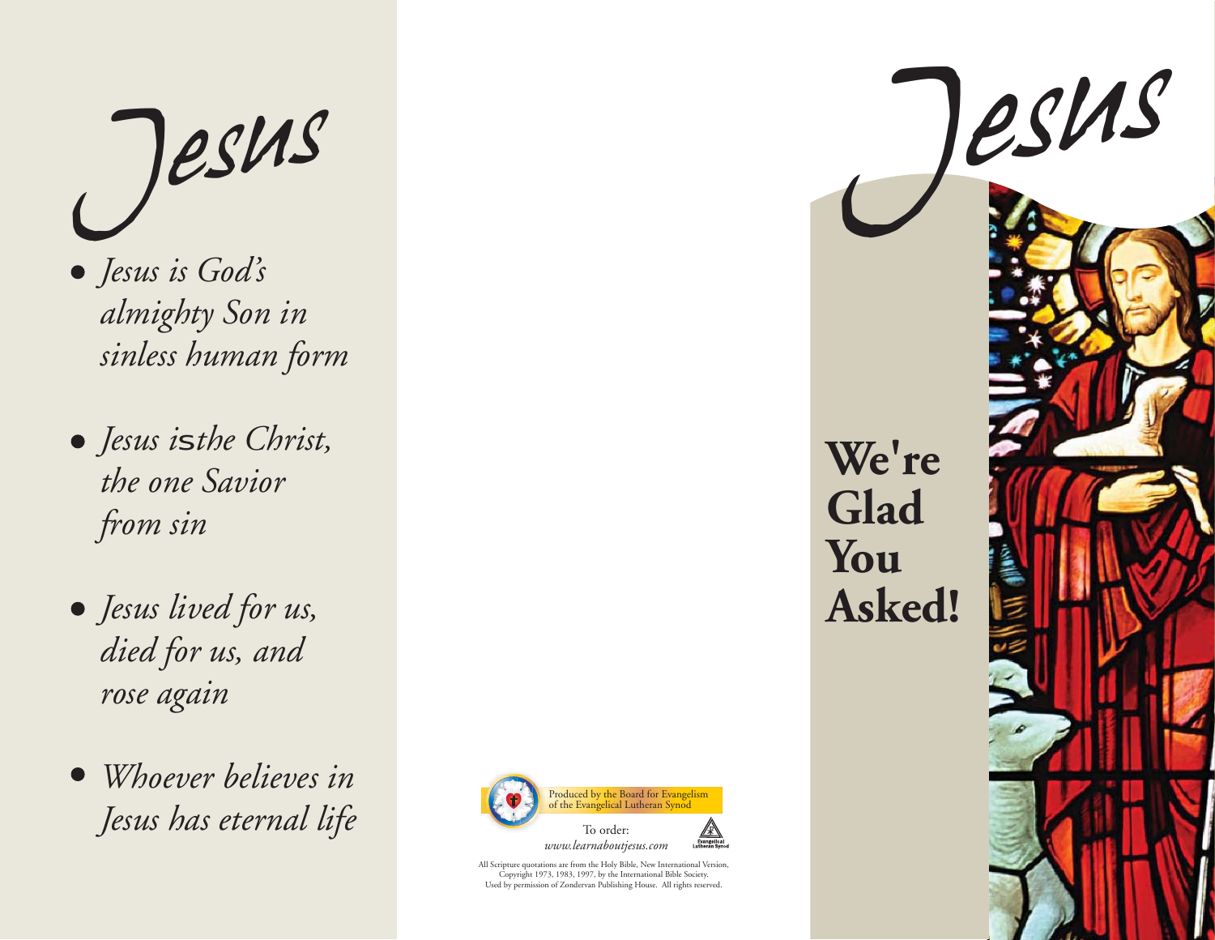# Jesus

- *Jesus is God's almighty Son in sinless human form*
- *Jesus isthe Christ, the one Savior from sin*
- *Jesus lived for us, died for us, and rose again*
- *Whoever believes in Jesus has eternal life*

Produced by the Board for Evangelism of the Evangelical Lutheran Synod

To order:
*www.learnaboutjesus.com*

Evangelical Lutheran Synod

All Scripture quotations are from the Holy Bible, New International Version, Copyright 1973, 1983, 1997, by the International Bible Society. Used by permission of Zondervan Publishing House. All rights reserved.

# Jesus

**We're Glad You Asked!**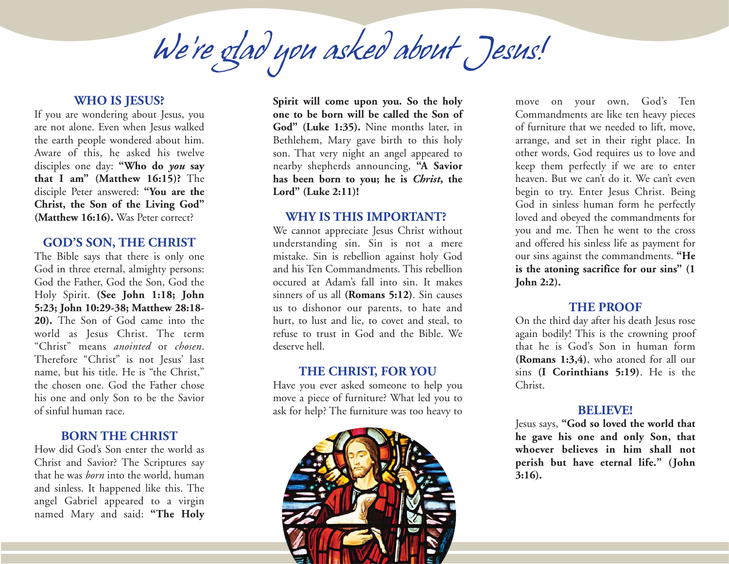# We're glad you asked about Jesus!

## WHO IS JESUS?

If you are wondering about Jesus, you are not alone. Even when Jesus walked the earth people wondered about him. Aware of this, he asked his twelve disciples one day: **"Who do *you* say that I am" (Matthew 16:15)?** The disciple Peter answered: **"You are the Christ, the Son of the Living God" (Matthew 16:16).** Was Peter correct?

## GOD'S SON, THE CHRIST

The Bible says that there is only one God in three eternal, almighty persons: God the Father, God the Son, God the Holy Spirit. **(See John 1:18; John 5:23; John 10:29-38; Matthew 28:18-20).** The Son of God came into the world as Jesus Christ. The term "Christ" means *anointed* or *chosen*. Therefore "Christ" is not Jesus' last name, but his title. He is "the Christ," the chosen one. God the Father chose his one and only Son to be the Savior of sinful human race.

## BORN THE CHRIST

How did God's Son enter the world as Christ and Savior? The Scriptures say that he was *born* into the world, human and sinless. It happened like this. The angel Gabriel appeared to a virgin named Mary and said: **"The Holy Spirit will come upon you. So the holy one to be born will be called the Son of God" (Luke 1:35).** Nine months later, in Bethlehem, Mary gave birth to this holy son. That very night an angel appeared to nearby shepherds announcing, **"A Savior has been born to you; he is *Christ*, the Lord" (Luke 2:11)!**

## WHY IS THIS IMPORTANT?

We cannot appreciate Jesus Christ without understanding sin. Sin is not a mere mistake. Sin is rebellion against holy God and his Ten Commandments. This rebellion occured at Adam's fall into sin. It makes sinners of us all **(Romans 5:12)**. Sin causes us to dishonor our parents, to hate and hurt, to lust and lie, to covet and steal, to refuse to trust in God and the Bible. We deserve hell.

## THE CHRIST, FOR YOU

Have you ever asked someone to help you move a piece of furniture? What led you to ask for help? The furniture was too heavy to move on your own. God's Ten Commandments are like ten heavy pieces of furniture that we needed to lift, move, arrange, and set in their right place. In other words, God requires us to love and keep them perfectly if we are to enter heaven. But we can't do it. We can't even begin to try. Enter Jesus Christ. Being God in sinless human form he perfectly loved and obeyed the commandments for you and me. Then he went to the cross and offered his sinless life as payment for our sins against the commandments. **"He is the atoning sacrifice for our sins" (1 John 2:2).**

## THE PROOF

On the third day after his death Jesus rose again bodily! This is the crowning proof that he is God's Son in human form **(Romans 1:3,4)**, who atoned for all our sins **(I Corinthians 5:19)**. He is the Christ.

## BELIEVE!

Jesus says, **"God so loved the world that he gave his one and only Son, that whoever believes in him shall not perish but have eternal life." (John 3:16).**